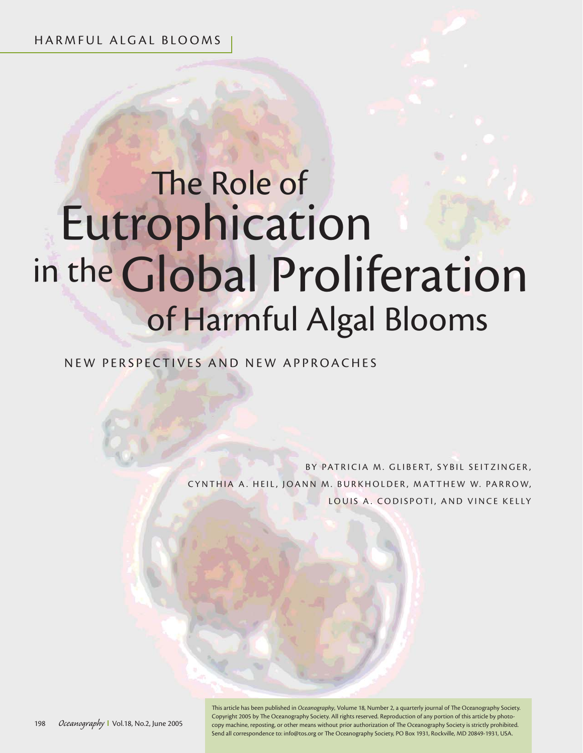HARMFUL ALGAL BLOOMS

# The Role of Eutrophication in the Global Proliferation of Harmful Algal Blooms

NEW PERSPECTIVES AND NEW APPROACHES

BY PATRICIA M. GLIBERT, SYBIL SEITZINGER, CYNTHIA A. HEIL, JOANN M. BURKHOLDER, MATTHEW W. PARROW, LOUIS A. CODISPOTI, AND VINCE KELLY

This article has been published in *Oceanography*, Volume 18, Number 2, a quarterly journal of The Oceanography Society. Copyright 2005 by The Oceanography Society. All rights reserved. Reproduction of any portion of this article by photocopy machine, reposting, or other means without prior authorization of The Oceanography Society is strictly prohibited. Send all correspondence to: info@tos.org or The Oceanography Society, PO Box 1931, Rockville, MD 20849-1931, USA.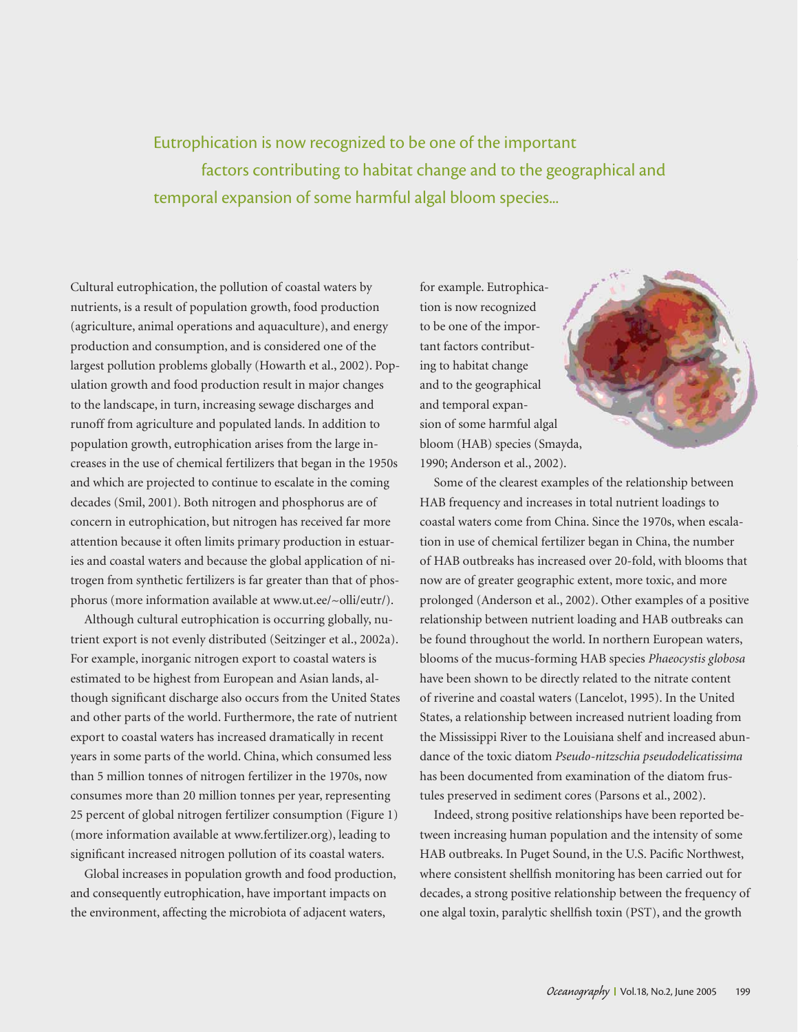Eutrophication is now recognized to be one of the important factors contributing to habitat change and to the geographical and temporal expansion of some harmful algal bloom species...

Cultural eutrophication, the pollution of coastal waters by nutrients, is a result of population growth, food production (agriculture, animal operations and aquaculture), and energy production and consumption, and is considered one of the largest pollution problems globally (Howarth et al., 2002). Population growth and food production result in major changes to the landscape, in turn, increasing sewage discharges and runoff from agriculture and populated lands. In addition to population growth, eutrophication arises from the large increases in the use of chemical fertilizers that began in the 1950s and which are projected to continue to escalate in the coming decades (Smil, 2001). Both nitrogen and phosphorus are of concern in eutrophication, but nitrogen has received far more attention because it often limits primary production in estuaries and coastal waters and because the global application of nitrogen from synthetic fertilizers is far greater than that of phosphorus (more information available at www.ut.ee/~olli/eutr/).

Although cultural eutrophication is occurring globally, nutrient export is not evenly distributed (Seitzinger et al., 2002a). For example, inorganic nitrogen export to coastal waters is estimated to be highest from European and Asian lands, although significant discharge also occurs from the United States and other parts of the world. Furthermore, the rate of nutrient export to coastal waters has increased dramatically in recent years in some parts of the world. China, which consumed less than 5 million tonnes of nitrogen fertilizer in the 1970s, now consumes more than 20 million tonnes per year, representing 25 percent of global nitrogen fertilizer consumption (Figure 1) (more information available at www.fertilizer.org), leading to significant increased nitrogen pollution of its coastal waters.

Global increases in population growth and food production, and consequently eutrophication, have important impacts on the environment, affecting the microbiota of adjacent waters, for example. Eutrophication is now recognized to be one of the important factors contributing to habitat change and to the geographical and temporal expansion of some harmful algal bloom (HAB) species (Smayda, 1990; Anderson et al., 2002).

Some of the clearest examples of the relationship between HAB frequency and increases in total nutrient loadings to coastal waters come from China. Since the 1970s, when escalation in use of chemical fertilizer began in China, the number of HAB outbreaks has increased over 20-fold, with blooms that now are of greater geographic extent, more toxic, and more prolonged (Anderson et al., 2002). Other examples of a positive relationship between nutrient loading and HAB outbreaks can be found throughout the world. In northern European waters, blooms of the mucus-forming HAB species *Phaeocystis globosa* have been shown to be directly related to the nitrate content of riverine and coastal waters (Lancelot, 1995). In the United States, a relationship between increased nutrient loading from the Mississippi River to the Louisiana shelf and increased abundance of the toxic diatom *Pseudo-nitzschia pseudodelicatissima* has been documented from examination of the diatom frustules preserved in sediment cores (Parsons et al., 2002).

Indeed, strong positive relationships have been reported between increasing human population and the intensity of some HAB outbreaks. In Puget Sound, in the U.S. Pacific Northwest, where consistent shellfish monitoring has been carried out for decades, a strong positive relationship between the frequency of one algal toxin, paralytic shellfish toxin (PST), and the growth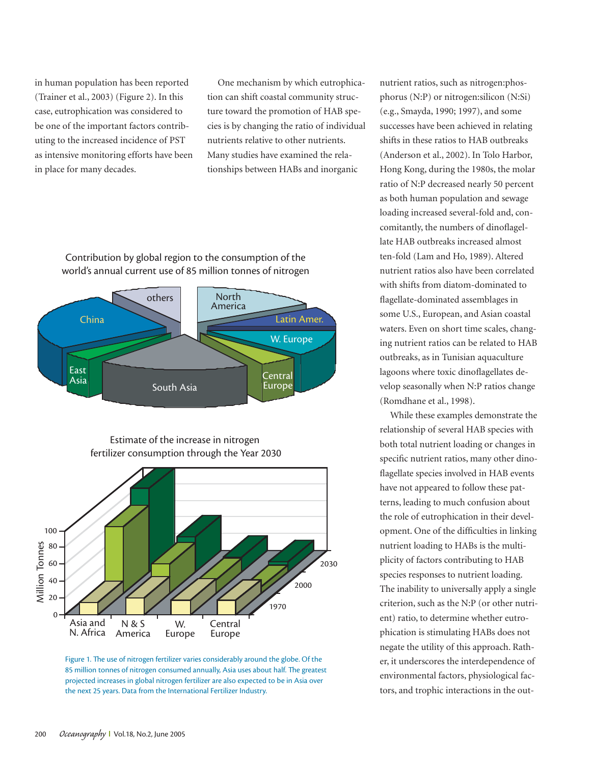in human population has been reported (Trainer et al., 2003) (Figure 2). In this case, eutrophication was considered to be one of the important factors contributing to the increased incidence of PST as intensive monitoring efforts have been in place for many decades.

One mechanism by which eutrophication can shift coastal community structure toward the promotion of HAB species is by changing the ratio of individual nutrients relative to other nutrients. Many studies have examined the relationships between HABs and inorganic nutrient ratios, such as nitrogen:phosphorus (N:P) or nitrogen:silicon (N:Si) (e.g., Smayda, 1990; 1997), and some successes have been achieved in relating shifts in these ratios to HAB outbreaks (Anderson et al., 2002). In Tolo Harbor, Hong Kong, during the 1980s, the molar ratio of N:P decreased nearly 50 percent as both human population and sewage loading increased several-fold and, concomitantly, the numbers of dinoflagellate HAB outbreaks increased almost ten-fold (Lam and Ho, 1989). Altered nutrient ratios also have been correlated with shifts from diatom-dominated to flagellate-dominated assemblages in some U.S., European, and Asian coastal waters. Even on short time scales, changing nutrient ratios can be related to HAB outbreaks, as in Tunisian aquaculture lagoons where toxic dinoflagellates develop seasonally when N:P ratios change (Romdhane et al., 1998).

While these examples demonstrate the relationship of several HAB species with both total nutrient loading or changes in specific nutrient ratios, many other dinoflagellate species involved in HAB events have not appeared to follow these patterns, leading to much confusion about the role of eutrophication in their development. One of the difficulties in linking nutrient loading to HABs is the multiplicity of factors contributing to HAB species responses to nutrient loading. The inability to universally apply a single criterion, such as the N:P (or other nutrient) ratio, to determine whether eutrophication is stimulating HABs does not negate the utility of this approach. Rather, it underscores the interdependence of environmental factors, physiological factors, and trophic interactions in the out-

Contribution by global region to the consumption of the world's annual current use of 85 million tonnes of nitrogen

Estimate of the increase in nitrogen fertilizer consumption through the Year 2030

Figure 1. The use of nitrogen fertilizer varies considerably around the globe. Of the 85 million tonnes of nitrogen consumed annually, Asia uses about half. The greatest projected increases in global nitrogen fertilizer are also expected to be in Asia over the next 25 years. Data from the International Fertilizer Industry.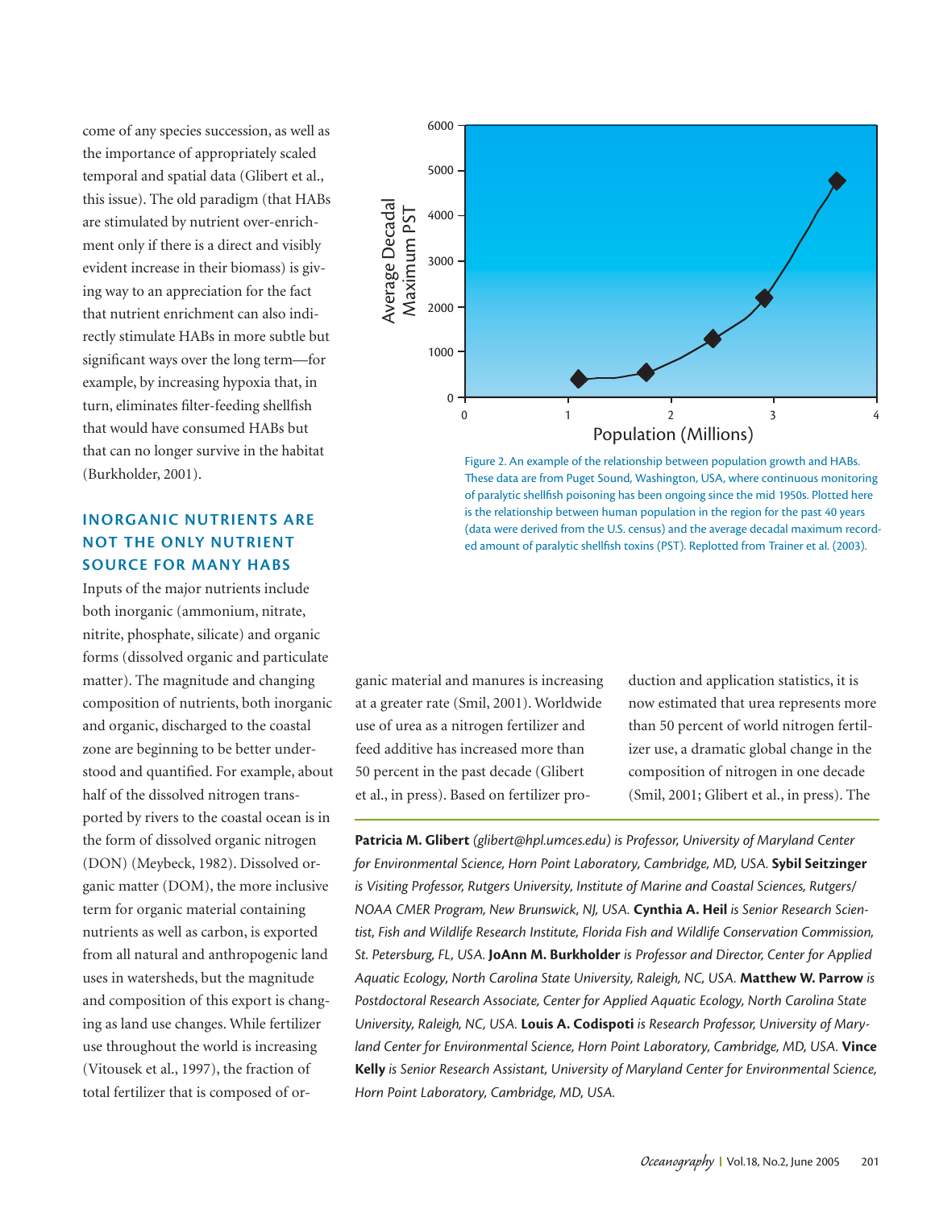come of any species succession, as well as the importance of appropriately scaled temporal and spatial data (Glibert et al., this issue). The old paradigm (that HABs are stimulated by nutrient over-enrichment only if there is a direct and visibly evident increase in their biomass) is giving way to an appreciation for the fact that nutrient enrichment can also indirectly stimulate HABs in more subtle but significant ways over the long term—for example, by increasing hypoxia that, in turn, eliminates filter-feeding shellfish that would have consumed HABs but that can no longer survive in the habitat (Burkholder, 2001).

6000
5000
4000
3000
2000
1000
0
Average Decadal Maximum PST
0
1
2
3
4
Population (Millions)

Figure 2. An example of the relationship between population growth and HABs. These data are from Puget Sound, Washington, USA, where continuous monitoring of paralytic shellfish poisoning has been ongoing since the mid 1950s. Plotted here is the relationship between human population in the region for the past 40 years (data were derived from the U.S. census) and the average decadal maximum recorded amount of paralytic shellfish toxins (PST). Replotted from Trainer et al. (2003).

## INORGANIC NUTRIENTS ARE NOT THE ONLY NUTRIENT SOURCE FOR MANY HABS

Inputs of the major nutrients include both inorganic (ammonium, nitrate, nitrite, phosphate, silicate) and organic forms (dissolved organic and particulate matter). The magnitude and changing composition of nutrients, both inorganic and organic, discharged to the coastal zone are beginning to be better understood and quantified. For example, about half of the dissolved nitrogen transported by rivers to the coastal ocean is in the form of dissolved organic nitrogen (DON) (Meybeck, 1982). Dissolved organic matter (DOM), the more inclusive term for organic material containing nutrients as well as carbon, is exported from all natural and anthropogenic land uses in watersheds, but the magnitude and composition of this export is changing as land use changes. While fertilizer use throughout the world is increasing (Vitousek et al., 1997), the fraction of total fertilizer that is composed of organic material and manures is increasing at a greater rate (Smil, 2001). Worldwide use of urea as a nitrogen fertilizer and feed additive has increased more than 50 percent in the past decade (Glibert et al., in press). Based on fertilizer production and application statistics, it is now estimated that urea represents more than 50 percent of world nitrogen fertilizer use, a dramatic global change in the composition of nitrogen in one decade (Smil, 2001; Glibert et al., in press). The

**Patricia M. Glibert** *(glibert@hpl.umces.edu) is Professor, University of Maryland Center for Environmental Science, Horn Point Laboratory, Cambridge, MD, USA.* **Sybil Seitzinger** *is Visiting Professor, Rutgers University, Institute of Marine and Coastal Sciences, Rutgers/NOAA CMER Program, New Brunswick, NJ, USA.* **Cynthia A. Heil** *is Senior Research Scientist, Fish and Wildlife Research Institute, Florida Fish and Wildlife Conservation Commission, St. Petersburg, FL, USA.* **JoAnn M. Burkholder** *is Professor and Director, Center for Applied Aquatic Ecology, North Carolina State University, Raleigh, NC, USA.* **Matthew W. Parrow** *is Postdoctoral Research Associate, Center for Applied Aquatic Ecology, North Carolina State University, Raleigh, NC, USA.* **Louis A. Codispoti** *is Research Professor, University of Maryland Center for Environmental Science, Horn Point Laboratory, Cambridge, MD, USA.* **Vince Kelly** *is Senior Research Assistant, University of Maryland Center for Environmental Science, Horn Point Laboratory, Cambridge, MD, USA.*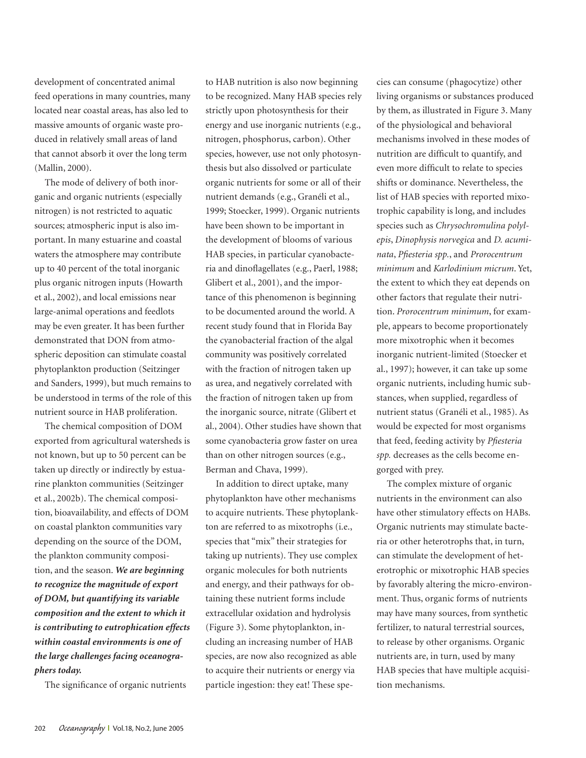development of concentrated animal feed operations in many countries, many located near coastal areas, has also led to massive amounts of organic waste produced in relatively small areas of land that cannot absorb it over the long term (Mallin, 2000).

The mode of delivery of both inorganic and organic nutrients (especially nitrogen) is not restricted to aquatic sources; atmospheric input is also important. In many estuarine and coastal waters the atmosphere may contribute up to 40 percent of the total inorganic plus organic nitrogen inputs (Howarth et al., 2002), and local emissions near large-animal operations and feedlots may be even greater. It has been further demonstrated that DON from atmospheric deposition can stimulate coastal phytoplankton production (Seitzinger and Sanders, 1999), but much remains to be understood in terms of the role of this nutrient source in HAB proliferation.

The chemical composition of DOM exported from agricultural watersheds is not known, but up to 50 percent can be taken up directly or indirectly by estuarine plankton communities (Seitzinger et al., 2002b). The chemical composition, bioavailability, and effects of DOM on coastal plankton communities vary depending on the source of the DOM, the plankton community composition, and the season. ***We are beginning to recognize the magnitude of export of DOM, but quantifying its variable composition and the extent to which it is contributing to eutrophication effects within coastal environments is one of the large challenges facing oceanographers today.***

The significance of organic nutrients to HAB nutrition is also now beginning to be recognized. Many HAB species rely strictly upon photosynthesis for their energy and use inorganic nutrients (e.g., nitrogen, phosphorus, carbon). Other species, however, use not only photosynthesis but also dissolved or particulate organic nutrients for some or all of their nutrient demands (e.g., Granéli et al., 1999; Stoecker, 1999). Organic nutrients have been shown to be important in the development of blooms of various HAB species, in particular cyanobacteria and dinoflagellates (e.g., Paerl, 1988; Glibert et al., 2001), and the importance of this phenomenon is beginning to be documented around the world. A recent study found that in Florida Bay the cyanobacterial fraction of the algal community was positively correlated with the fraction of nitrogen taken up as urea, and negatively correlated with the fraction of nitrogen taken up from the inorganic source, nitrate (Glibert et al., 2004). Other studies have shown that some cyanobacteria grow faster on urea than on other nitrogen sources (e.g., Berman and Chava, 1999).

In addition to direct uptake, many phytoplankton have other mechanisms to acquire nutrients. These phytoplankton are referred to as mixotrophs (i.e., species that "mix" their strategies for taking up nutrients). They use complex organic molecules for both nutrients and energy, and their pathways for obtaining these nutrient forms include extracellular oxidation and hydrolysis (Figure 3). Some phytoplankton, including an increasing number of HAB species, are now also recognized as able to acquire their nutrients or energy via particle ingestion: they eat! These species can consume (phagocytize) other living organisms or substances produced by them, as illustrated in Figure 3. Many of the physiological and behavioral mechanisms involved in these modes of nutrition are difficult to quantify, and even more difficult to relate to species shifts or dominance. Nevertheless, the list of HAB species with reported mixotrophic capability is long, and includes species such as *Chrysochromulina polylepis*, *Dinophysis norvegica* and *D. acuminata*, *Pfiesteria spp.*, and *Prorocentrum minimum* and *Karlodinium micrum*. Yet, the extent to which they eat depends on other factors that regulate their nutrition. *Prorocentrum minimum*, for example, appears to become proportionately more mixotrophic when it becomes inorganic nutrient-limited (Stoecker et al., 1997); however, it can take up some organic nutrients, including humic substances, when supplied, regardless of nutrient status (Granéli et al., 1985). As would be expected for most organisms that feed, feeding activity by *Pfiesteria spp.* decreases as the cells become engorged with prey.

The complex mixture of organic nutrients in the environment can also have other stimulatory effects on HABs. Organic nutrients may stimulate bacteria or other heterotrophs that, in turn, can stimulate the development of heterotrophic or mixotrophic HAB species by favorably altering the micro-environment. Thus, organic forms of nutrients may have many sources, from synthetic fertilizer, to natural terrestrial sources, to release by other organisms. Organic nutrients are, in turn, used by many HAB species that have multiple acquisition mechanisms.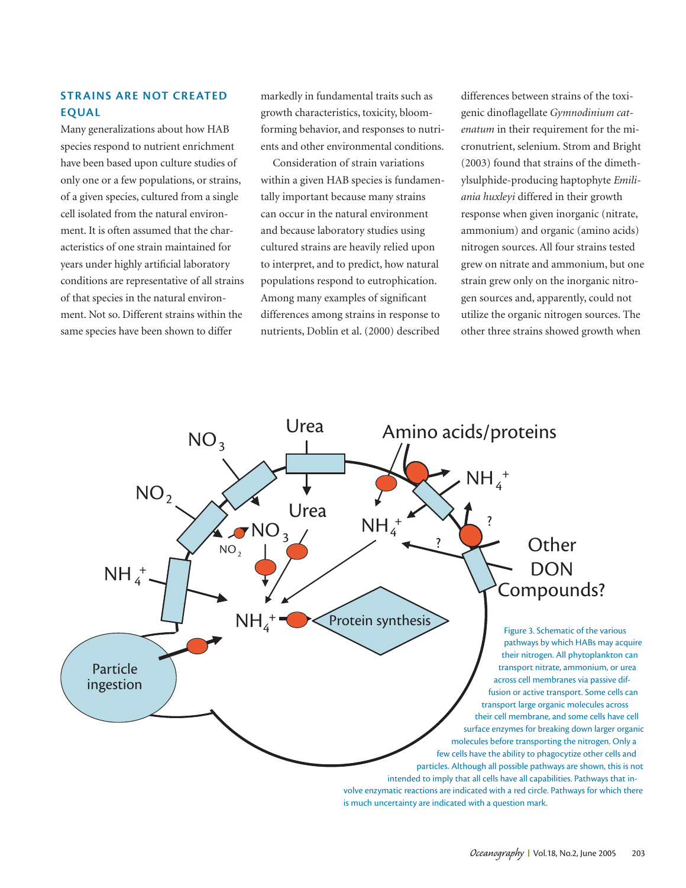## STRAINS ARE NOT CREATED EQUAL

Many generalizations about how HAB species respond to nutrient enrichment have been based upon culture studies of only one or a few populations, or strains, of a given species, cultured from a single cell isolated from the natural environment. It is often assumed that the characteristics of one strain maintained for years under highly artificial laboratory conditions are representative of all strains of that species in the natural environment. Not so. Different strains within the same species have been shown to differ markedly in fundamental traits such as growth characteristics, toxicity, bloom-forming behavior, and responses to nutrients and other environmental conditions.

Consideration of strain variations within a given HAB species is fundamentally important because many strains can occur in the natural environment and because laboratory studies using cultured strains are heavily relied upon to interpret, and to predict, how natural populations respond to eutrophication. Among many examples of significant differences among strains in response to nutrients, Doblin et al. (2000) described differences between strains of the toxigenic dinoflagellate *Gymnodinium catenatum* in their requirement for the micronutrient, selenium. Strom and Bright (2003) found that strains of the dimethylsulphide-producing haptophyte *Emiliania huxleyi* differed in their growth response when given inorganic (nitrate, ammonium) and organic (amino acids) nitrogen sources. All four strains tested grew on nitrate and ammonium, but one strain grew only on the inorganic nitrogen sources and, apparently, could not utilize the organic nitrogen sources. The other three strains showed growth when

Urea
$NO_3$
$NO_2$
$NH_4^+$
Urea
$NO_3$
$NO_2$
$NH_4^+$
Amino acids/proteins
$NH_4^+$
?
?
Other DON Compounds?
$NH_4^+$
Protein synthesis
Particle ingestion

Figure 3. Schematic of the various pathways by which HABs may acquire their nitrogen. All phytoplankton can transport nitrate, ammonium, or urea across cell membranes via passive diffusion or active transport. Some cells can transport large organic molecules across their cell membrane, and some cells have cell surface enzymes for breaking down larger organic molecules before transporting the nitrogen. Only a few cells have the ability to phagocytize other cells and particles. Although all possible pathways are shown, this is not intended to imply that all cells have all capabilities. Pathways that involve enzymatic reactions are indicated with a red circle. Pathways for which there is much uncertainty are indicated with a question mark.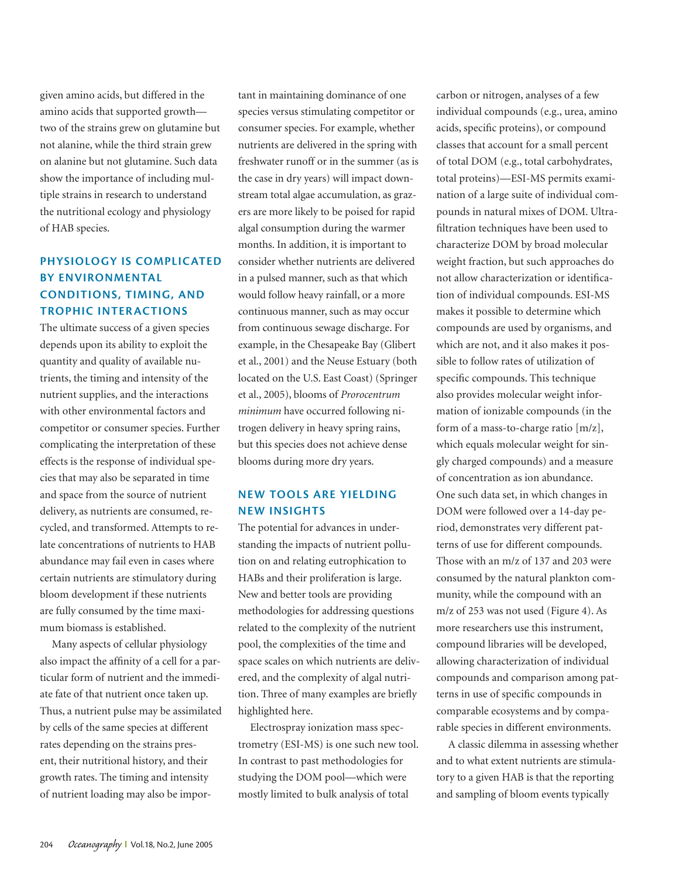given amino acids, but differed in the amino acids that supported growth—two of the strains grew on glutamine but not alanine, while the third strain grew on alanine but not glutamine. Such data show the importance of including multiple strains in research to understand the nutritional ecology and physiology of HAB species.

## PHYSIOLOGY IS COMPLICATED BY ENVIRONMENTAL CONDITIONS, TIMING, AND TROPHIC INTERACTIONS

The ultimate success of a given species depends upon its ability to exploit the quantity and quality of available nutrients, the timing and intensity of the nutrient supplies, and the interactions with other environmental factors and competitor or consumer species. Further complicating the interpretation of these effects is the response of individual species that may also be separated in time and space from the source of nutrient delivery, as nutrients are consumed, recycled, and transformed. Attempts to relate concentrations of nutrients to HAB abundance may fail even in cases where certain nutrients are stimulatory during bloom development if these nutrients are fully consumed by the time maximum biomass is established.

Many aspects of cellular physiology also impact the affinity of a cell for a particular form of nutrient and the immediate fate of that nutrient once taken up. Thus, a nutrient pulse may be assimilated by cells of the same species at different rates depending on the strains present, their nutritional history, and their growth rates. The timing and intensity of nutrient loading may also be important in maintaining dominance of one species versus stimulating competitor or consumer species. For example, whether nutrients are delivered in the spring with freshwater runoff or in the summer (as is the case in dry years) will impact downstream total algae accumulation, as grazers are more likely to be poised for rapid algal consumption during the warmer months. In addition, it is important to consider whether nutrients are delivered in a pulsed manner, such as that which would follow heavy rainfall, or a more continuous manner, such as may occur from continuous sewage discharge. For example, in the Chesapeake Bay (Glibert et al., 2001) and the Neuse Estuary (both located on the U.S. East Coast) (Springer et al., 2005), blooms of *Prorocentrum minimum* have occurred following nitrogen delivery in heavy spring rains, but this species does not achieve dense blooms during more dry years.

## NEW TOOLS ARE YIELDING NEW INSIGHTS

The potential for advances in understanding the impacts of nutrient pollution on and relating eutrophication to HABs and their proliferation is large. New and better tools are providing methodologies for addressing questions related to the complexity of the nutrient pool, the complexities of the time and space scales on which nutrients are delivered, and the complexity of algal nutrition. Three of many examples are briefly highlighted here.

Electrospray ionization mass spectrometry (ESI-MS) is one such new tool. In contrast to past methodologies for studying the DOM pool—which were mostly limited to bulk analysis of total carbon or nitrogen, analyses of a few individual compounds (e.g., urea, amino acids, specific proteins), or compound classes that account for a small percent of total DOM (e.g., total carbohydrates, total proteins)—ESI-MS permits examination of a large suite of individual compounds in natural mixes of DOM. Ultrafiltration techniques have been used to characterize DOM by broad molecular weight fraction, but such approaches do not allow characterization or identification of individual compounds. ESI-MS makes it possible to determine which compounds are used by organisms, and which are not, and it also makes it possible to follow rates of utilization of specific compounds. This technique also provides molecular weight information of ionizable compounds (in the form of a mass-to-charge ratio [m/z], which equals molecular weight for singly charged compounds) and a measure of concentration as ion abundance. One such data set, in which changes in DOM were followed over a 14-day period, demonstrates very different patterns of use for different compounds. Those with an m/z of 137 and 203 were consumed by the natural plankton community, while the compound with an m/z of 253 was not used (Figure 4). As more researchers use this instrument, compound libraries will be developed, allowing characterization of individual compounds and comparison among patterns in use of specific compounds in comparable ecosystems and by comparable species in different environments.

A classic dilemma in assessing whether and to what extent nutrients are stimulatory to a given HAB is that the reporting and sampling of bloom events typically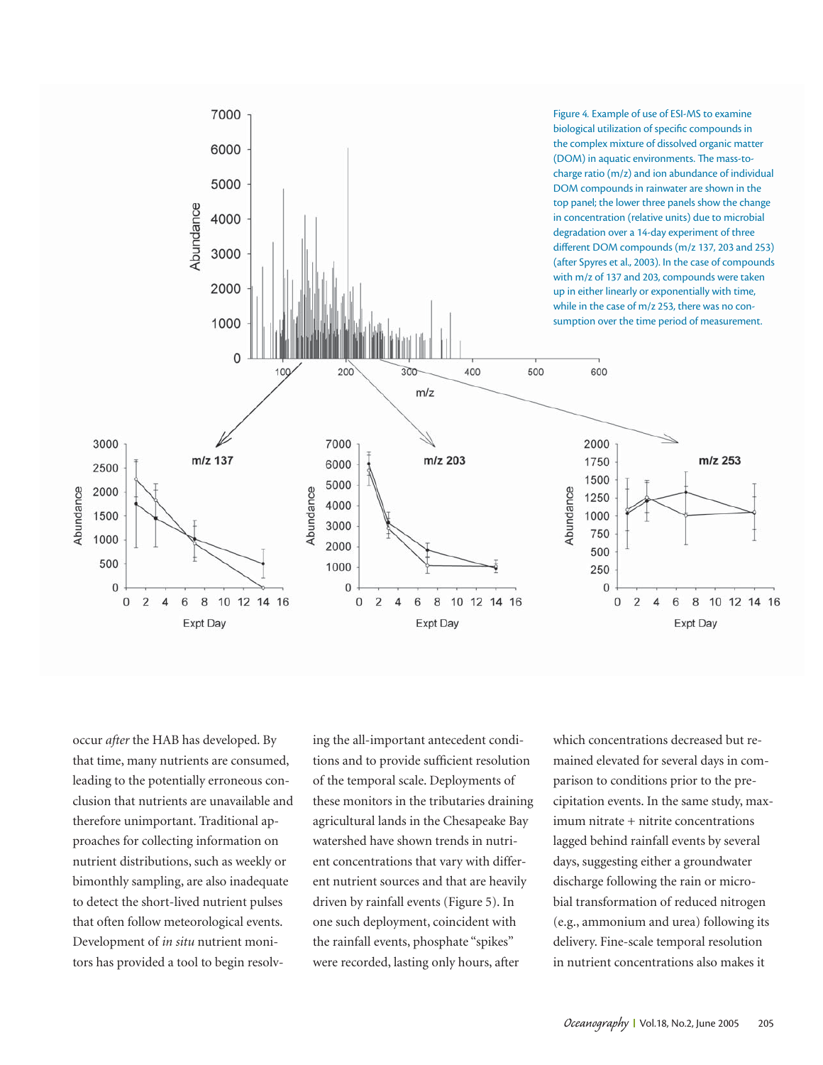7000

6000

5000

4000

3000

2000

1000

0

Abundance

100

200

300

400

500

600

m/z

3000

2500

2000

1500

1000

500

0

Abundance

m/z 137

0 2 4 6 8 10 12 14 16

Expt Day

7000

6000

5000

4000

3000

2000

1000

0

Abundance

m/z 203

0 2 4 6 8 10 12 14 16

Expt Day

2000

1750

1500

1250

1000

750

500

250

0

Abundance

m/z 253

0 2 4 6 8 10 12 14 16

Expt Day

Figure 4. Example of use of ESI-MS to examine biological utilization of specific compounds in the complex mixture of dissolved organic matter (DOM) in aquatic environments. The mass-to-charge ratio (m/z) and ion abundance of individual DOM compounds in rainwater are shown in the top panel; the lower three panels show the change in concentration (relative units) due to microbial degradation over a 14-day experiment of three different DOM compounds (m/z 137, 203 and 253) (after Spyres et al., 2003). In the case of compounds with m/z of 137 and 203, compounds were taken up in either linearly or exponentially with time, while in the case of m/z 253, there was no consumption over the time period of measurement.

occur *after* the HAB has developed. By that time, many nutrients are consumed, leading to the potentially erroneous conclusion that nutrients are unavailable and therefore unimportant. Traditional approaches for collecting information on nutrient distributions, such as weekly or bimonthly sampling, are also inadequate to detect the short-lived nutrient pulses that often follow meteorological events. Development of *in situ* nutrient monitors has provided a tool to begin resolving the all-important antecedent conditions and to provide sufficient resolution of the temporal scale. Deployments of these monitors in the tributaries draining agricultural lands in the Chesapeake Bay watershed have shown trends in nutrient concentrations that vary with different nutrient sources and that are heavily driven by rainfall events (Figure 5). In one such deployment, coincident with the rainfall events, phosphate "spikes" were recorded, lasting only hours, after which concentrations decreased but remained elevated for several days in comparison to conditions prior to the precipitation events. In the same study, maximum nitrate + nitrite concentrations lagged behind rainfall events by several days, suggesting either a groundwater discharge following the rain or microbial transformation of reduced nitrogen (e.g., ammonium and urea) following its delivery. Fine-scale temporal resolution in nutrient concentrations also makes it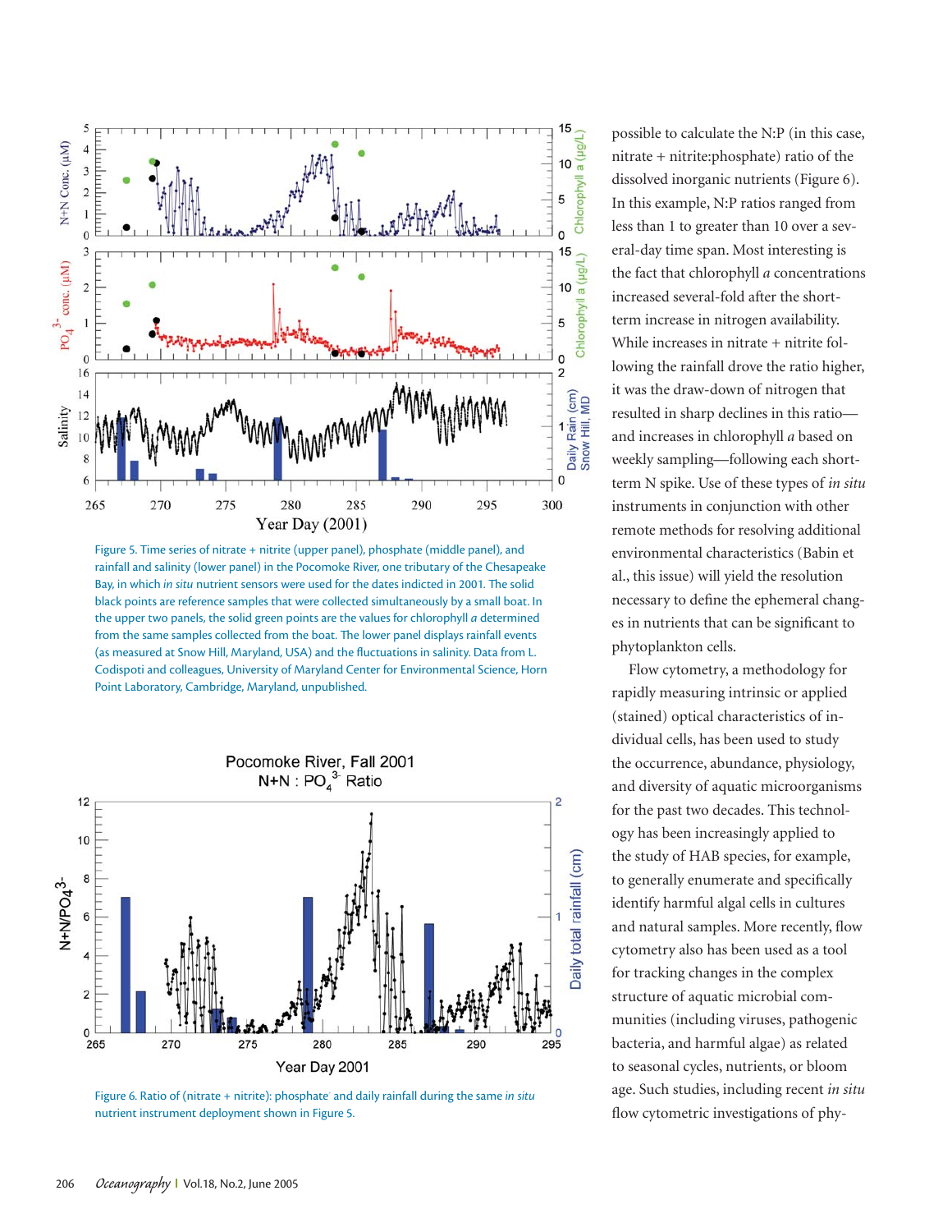N+N Conc. (μM)
Chlorophyll a (μg/L)
$PO_4^{3-}$ conc. (μM)
Chlorophyll a (μg/L)
Salinity
Daily Rain (cm) Snow Hill, MD
Year Day (2001)

Figure 5. Time series of nitrate + nitrite (upper panel), phosphate (middle panel), and rainfall and salinity (lower panel) in the Pocomoke River, one tributary of the Chesapeake Bay, in which *in situ* nutrient sensors were used for the dates indicted in 2001. The solid black points are reference samples that were collected simultaneously by a small boat. In the upper two panels, the solid green points are the values for chlorophyll *a* determined from the same samples collected from the boat. The lower panel displays rainfall events (as measured at Snow Hill, Maryland, USA) and the fluctuations in salinity. Data from L. Codispoti and colleagues, University of Maryland Center for Environmental Science, Horn Point Laboratory, Cambridge, Maryland, unpublished.

Pocomoke River, Fall 2001
N+N : $PO_4^{3-}$ Ratio
N+N/$PO_4^{3-}$
Daily total rainfall (cm)
Year Day 2001

Figure 6. Ratio of (nitrate + nitrite): phosphate and daily rainfall during the same *in situ* nutrient instrument deployment shown in Figure 5.

possible to calculate the N:P (in this case, nitrate + nitrite:phosphate) ratio of the dissolved inorganic nutrients (Figure 6). In this example, N:P ratios ranged from less than 1 to greater than 10 over a several-day time span. Most interesting is the fact that chlorophyll *a* concentrations increased several-fold after the short-term increase in nitrogen availability. While increases in nitrate + nitrite following the rainfall drove the ratio higher, it was the draw-down of nitrogen that resulted in sharp declines in this ratio—and increases in chlorophyll *a* based on weekly sampling—following each short-term N spike. Use of these types of *in situ* instruments in conjunction with other remote methods for resolving additional environmental characteristics (Babin et al., this issue) will yield the resolution necessary to define the ephemeral changes in nutrients that can be significant to phytoplankton cells.

Flow cytometry, a methodology for rapidly measuring intrinsic or applied (stained) optical characteristics of individual cells, has been used to study the occurrence, abundance, physiology, and diversity of aquatic microorganisms for the past two decades. This technology has been increasingly applied to the study of HAB species, for example, to generally enumerate and specifically identify harmful algal cells in cultures and natural samples. More recently, flow cytometry also has been used as a tool for tracking changes in the complex structure of aquatic microbial communities (including viruses, pathogenic bacteria, and harmful algae) as related to seasonal cycles, nutrients, or bloom age. Such studies, including recent *in situ* flow cytometric investigations of phy-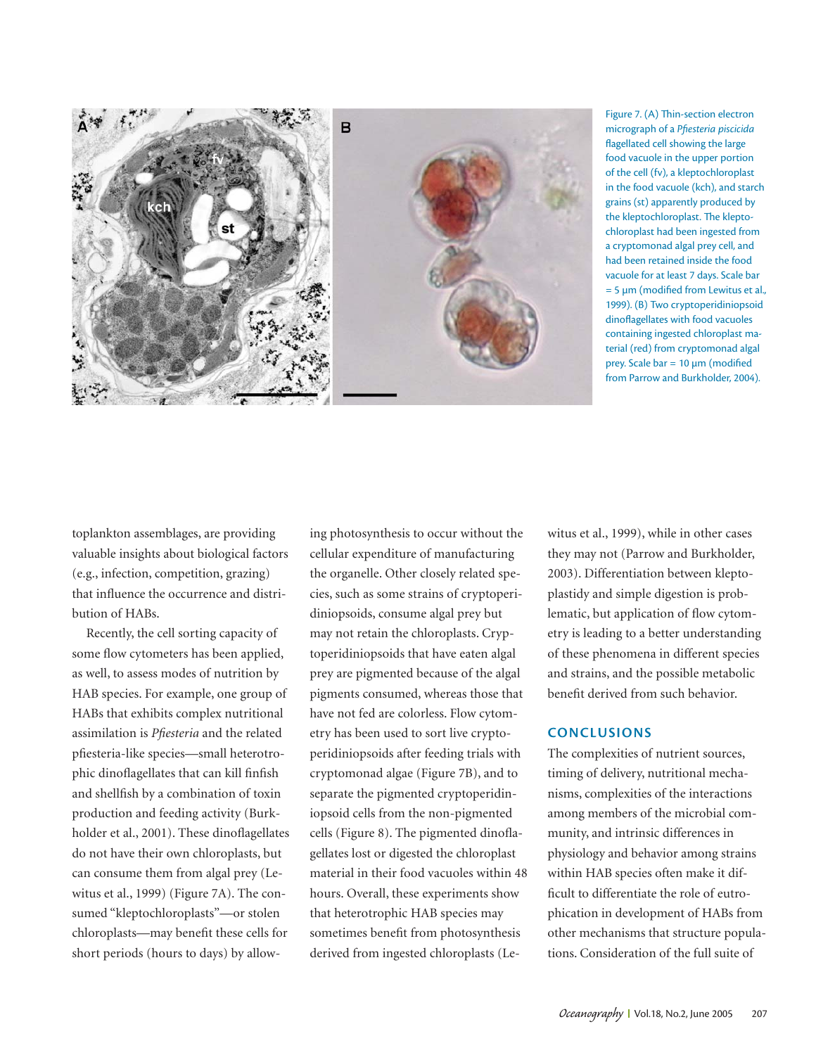Figure 7. (A) Thin-section electron micrograph of a *Pfiesteria piscicida* flagellated cell showing the large food vacuole in the upper portion of the cell (fv), a kleptochloroplast in the food vacuole (kch), and starch grains (st) apparently produced by the kleptochloroplast. The kleptochloroplast had been ingested from a cryptomonad algal prey cell, and had been retained inside the food vacuole for at least 7 days. Scale bar = 5 µm (modified from Lewitus et al., 1999). (B) Two cryptoperidiniopsoid dinoflagellates with food vacuoles containing ingested chloroplast material (red) from cryptomonad algal prey. Scale bar = 10 µm (modified from Parrow and Burkholder, 2004).

toplankton assemblages, are providing valuable insights about biological factors (e.g., infection, competition, grazing) that influence the occurrence and distribution of HABs.

Recently, the cell sorting capacity of some flow cytometers has been applied, as well, to assess modes of nutrition by HAB species. For example, one group of HABs that exhibits complex nutritional assimilation is *Pfiesteria* and the related pfiesteria-like species—small heterotrophic dinoflagellates that can kill finfish and shellfish by a combination of toxin production and feeding activity (Burkholder et al., 2001). These dinoflagellates do not have their own chloroplasts, but can consume them from algal prey (Lewitus et al., 1999) (Figure 7A). The consumed "kleptochloroplasts"—or stolen chloroplasts—may benefit these cells for short periods (hours to days) by allowing photosynthesis to occur without the cellular expenditure of manufacturing the organelle. Other closely related species, such as some strains of cryptoperidiniopsoids, consume algal prey but may not retain the chloroplasts. Cryptoperidiniopsoids that have eaten algal prey are pigmented because of the algal pigments consumed, whereas those that have not fed are colorless. Flow cytometry has been used to sort live cryptoperidiniopsoids after feeding trials with cryptomonad algae (Figure 7B), and to separate the pigmented cryptoperidiniopsoid cells from the non-pigmented cells (Figure 8). The pigmented dinoflagellates lost or digested the chloroplast material in their food vacuoles within 48 hours. Overall, these experiments show that heterotrophic HAB species may sometimes benefit from photosynthesis derived from ingested chloroplasts (Lewitus et al., 1999), while in other cases they may not (Parrow and Burkholder, 2003). Differentiation between kleptoplastidy and simple digestion is problematic, but application of flow cytometry is leading to a better understanding of these phenomena in different species and strains, and the possible metabolic benefit derived from such behavior.

## CONCLUSIONS

The complexities of nutrient sources, timing of delivery, nutritional mechanisms, complexities of the interactions among members of the microbial community, and intrinsic differences in physiology and behavior among strains within HAB species often make it difficult to differentiate the role of eutrophication in development of HABs from other mechanisms that structure populations. Consideration of the full suite of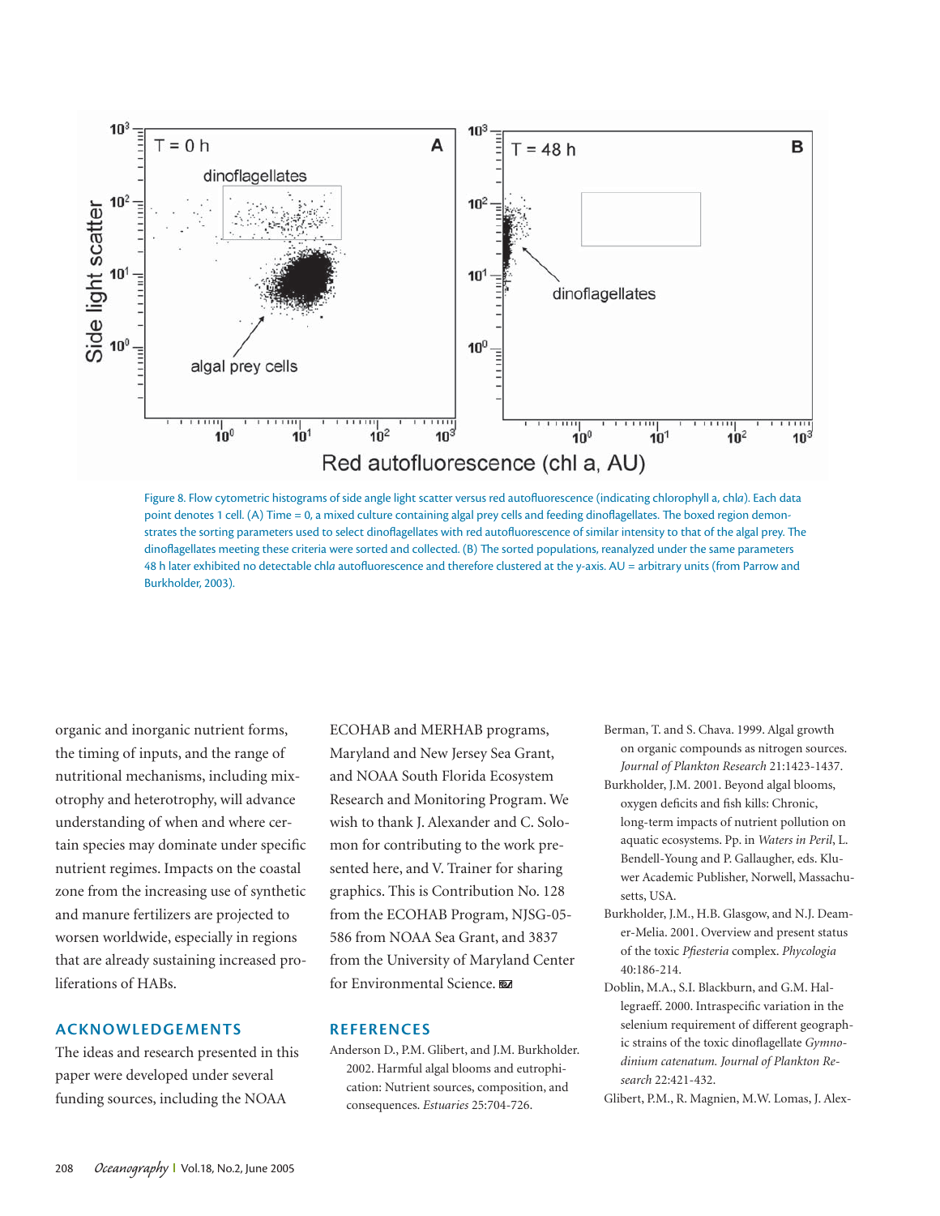T = 0 h

A

dinoflagellates

algal prey cells

T = 48 h

B

dinoflagellates

Side light scatter

Red autofluorescence (chl a, AU)

$10^3$

$10^2$

$10^1$

$10^0$

Figure 8. Flow cytometric histograms of side angle light scatter versus red autofluorescence (indicating chlorophyll a, chl*a*). Each data point denotes 1 cell. (A) Time = 0, a mixed culture containing algal prey cells and feeding dinoflagellates. The boxed region demonstrates the sorting parameters used to select dinoflagellates with red autofluorescence of similar intensity to that of the algal prey. The dinoflagellates meeting these criteria were sorted and collected. (B) The sorted populations, reanalyzed under the same parameters 48 h later exhibited no detectable chl*a* autofluorescence and therefore clustered at the y-axis. AU = arbitrary units (from Parrow and Burkholder, 2003).

organic and inorganic nutrient forms, the timing of inputs, and the range of nutritional mechanisms, including mixotrophy and heterotrophy, will advance understanding of when and where certain species may dominate under specific nutrient regimes. Impacts on the coastal zone from the increasing use of synthetic and manure fertilizers are projected to worsen worldwide, especially in regions that are already sustaining increased proliferations of HABs.

## ACKNOWLEDGEMENTS

The ideas and research presented in this paper were developed under several funding sources, including the NOAA ECOHAB and MERHAB programs, Maryland and New Jersey Sea Grant, and NOAA South Florida Ecosystem Research and Monitoring Program. We wish to thank J. Alexander and C. Solomon for contributing to the work presented here, and V. Trainer for sharing graphics. This is Contribution No. 128 from the ECOHAB Program, NJSG-05-586 from NOAA Sea Grant, and 3837 from the University of Maryland Center for Environmental Science.

## REFERENCES

Anderson D., P.M. Glibert, and J.M. Burkholder. 2002. Harmful algal blooms and eutrophication: Nutrient sources, composition, and consequences. *Estuaries* 25:704-726.

Berman, T. and S. Chava. 1999. Algal growth on organic compounds as nitrogen sources. *Journal of Plankton Research* 21:1423-1437.

Burkholder, J.M. 2001. Beyond algal blooms, oxygen deficits and fish kills: Chronic, long-term impacts of nutrient pollution on aquatic ecosystems. Pp. in *Waters in Peril*, L. Bendell-Young and P. Gallaugher, eds. Kluwer Academic Publisher, Norwell, Massachusetts, USA.

Burkholder, J.M., H.B. Glasgow, and N.J. Deamer-Melia. 2001. Overview and present status of the toxic *Pfiesteria* complex. *Phycologia* 40:186-214.

Doblin, M.A., S.I. Blackburn, and G.M. Hallegraeff. 2000. Intraspecific variation in the selenium requirement of different geographic strains of the toxic dinoflagellate *Gymnodinium catenatum*. *Journal of Plankton Research* 22:421-432.

Glibert, P.M., R. Magnien, M.W. Lomas, J. Alex-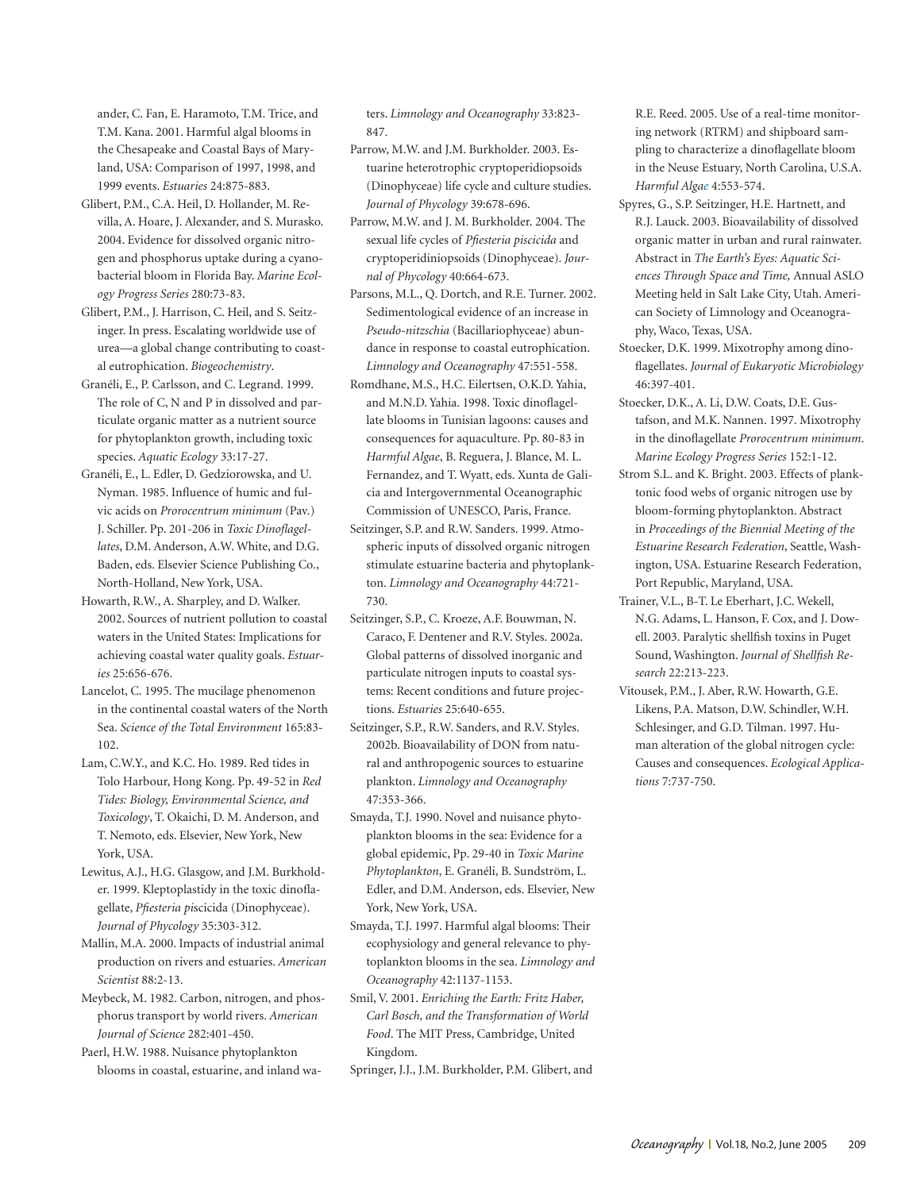ander, C. Fan, E. Haramoto, T.M. Trice, and T.M. Kana. 2001. Harmful algal blooms in the Chesapeake and Coastal Bays of Maryland, USA: Comparison of 1997, 1998, and 1999 events. *Estuaries* 24:875-883.

Glibert, P.M., C.A. Heil, D. Hollander, M. Revilla, A. Hoare, J. Alexander, and S. Murasko. 2004. Evidence for dissolved organic nitrogen and phosphorus uptake during a cyanobacterial bloom in Florida Bay. *Marine Ecology Progress Series* 280:73-83.

Glibert, P.M., J. Harrison, C. Heil, and S. Seitzinger. In press. Escalating worldwide use of urea—a global change contributing to coastal eutrophication. *Biogeochemistry*.

Granéli, E., P. Carlsson, and C. Legrand. 1999. The role of C, N and P in dissolved and particulate organic matter as a nutrient source for phytoplankton growth, including toxic species. *Aquatic Ecology* 33:17-27.

Granéli, E., L. Edler, D. Gedziorowska, and U. Nyman. 1985. Influence of humic and fulvic acids on *Prorocentrum minimum* (Pav.) J. Schiller. Pp. 201-206 in *Toxic Dinoflagellates*, D.M. Anderson, A.W. White, and D.G. Baden, eds. Elsevier Science Publishing Co., North-Holland, New York, USA.

Howarth, R.W., A. Sharpley, and D. Walker. 2002. Sources of nutrient pollution to coastal waters in the United States: Implications for achieving coastal water quality goals. *Estuaries* 25:656-676.

Lancelot, C. 1995. The mucilage phenomenon in the continental coastal waters of the North Sea. *Science of the Total Environment* 165:83-102.

Lam, C.W.Y., and K.C. Ho. 1989. Red tides in Tolo Harbour, Hong Kong. Pp. 49-52 in *Red Tides: Biology, Environmental Science, and Toxicology*, T. Okaichi, D. M. Anderson, and T. Nemoto, eds. Elsevier, New York, New York, USA.

Lewitus, A.J., H.G. Glasgow, and J.M. Burkholder. 1999. Kleptoplastidy in the toxic dinoflagellate, *Pfiesteria piscicida* (Dinophyceae). *Journal of Phycology* 35:303-312.

Mallin, M.A. 2000. Impacts of industrial animal production on rivers and estuaries. *American Scientist* 88:2-13.

Meybeck, M. 1982. Carbon, nitrogen, and phosphorus transport by world rivers. *American Journal of Science* 282:401-450.

Paerl, H.W. 1988. Nuisance phytoplankton blooms in coastal, estuarine, and inland waters. *Limnology and Oceanography* 33:823-847.

Parrow, M.W. and J.M. Burkholder. 2003. Estuarine heterotrophic cryptoperidiopsoids (Dinophyceae) life cycle and culture studies. *Journal of Phycology* 39:678-696.

Parrow, M.W. and J. M. Burkholder. 2004. The sexual life cycles of *Pfiesteria piscicida* and cryptoperidiniopsoids (Dinophyceae). *Journal of Phycology* 40:664-673.

Parsons, M.L., Q. Dortch, and R.E. Turner. 2002. Sedimentological evidence of an increase in *Pseudo-nitzschia* (Bacillariophyceae) abundance in response to coastal eutrophication. *Limnology and Oceanography* 47:551-558.

Romdhane, M.S., H.C. Eilertsen, O.K.D. Yahia, and M.N.D. Yahia. 1998. Toxic dinoflagellate blooms in Tunisian lagoons: causes and consequences for aquaculture. Pp. 80-83 in *Harmful Algae*, B. Reguera, J. Blance, M. L. Fernandez, and T. Wyatt, eds. Xunta de Galicia and Intergovernmental Oceanographic Commission of UNESCO, Paris, France.

Seitzinger, S.P. and R.W. Sanders. 1999. Atmospheric inputs of dissolved organic nitrogen stimulate estuarine bacteria and phytoplankton. *Limnology and Oceanography* 44:721-730.

Seitzinger, S.P., C. Kroeze, A.F. Bouwman, N. Caraco, F. Dentener and R.V. Styles. 2002a. Global patterns of dissolved inorganic and particulate nitrogen inputs to coastal systems: Recent conditions and future projections. *Estuaries* 25:640-655.

Seitzinger, S.P., R.W. Sanders, and R.V. Styles. 2002b. Bioavailability of DON from natural and anthropogenic sources to estuarine plankton. *Limnology and Oceanography* 47:353-366.

Smayda, T.J. 1990. Novel and nuisance phytoplankton blooms in the sea: Evidence for a global epidemic, Pp. 29-40 in *Toxic Marine Phytoplankton*, E. Granéli, B. Sundström, L. Edler, and D.M. Anderson, eds. Elsevier, New York, New York, USA.

Smayda, T.J. 1997. Harmful algal blooms: Their ecophysiology and general relevance to phytoplankton blooms in the sea. *Limnology and Oceanography* 42:1137-1153.

Smil, V. 2001. *Enriching the Earth: Fritz Haber, Carl Bosch, and the Transformation of World Food*. The MIT Press, Cambridge, United Kingdom.

Springer, J.J., J.M. Burkholder, P.M. Glibert, and R.E. Reed. 2005. Use of a real-time monitoring network (RTRM) and shipboard sampling to characterize a dinoflagellate bloom in the Neuse Estuary, North Carolina, U.S.A. *Harmful Algae* 4:553-574.

Spyres, G., S.P. Seitzinger, H.E. Hartnett, and R.J. Lauck. 2003. Bioavailability of dissolved organic matter in urban and rural rainwater. Abstract in *The Earth's Eyes: Aquatic Sciences Through Space and Time,* Annual ASLO Meeting held in Salt Lake City, Utah. American Society of Limnology and Oceanography, Waco, Texas, USA.

Stoecker, D.K. 1999. Mixotrophy among dinoflagellates. *Journal of Eukaryotic Microbiology* 46:397-401.

Stoecker, D.K., A. Li, D.W. Coats, D.E. Gustafson, and M.K. Nannen. 1997. Mixotrophy in the dinoflagellate *Prorocentrum minimum*. *Marine Ecology Progress Series* 152:1-12.

Strom S.L. and K. Bright. 2003. Effects of planktonic food webs of organic nitrogen use by bloom-forming phytoplankton. Abstract in *Proceedings of the Biennial Meeting of the Estuarine Research Federation*, Seattle, Washington, USA. Estuarine Research Federation, Port Republic, Maryland, USA.

Trainer, V.L., B-T. Le Eberhart, J.C. Wekell, N.G. Adams, L. Hanson, F. Cox, and J. Dowell. 2003. Paralytic shellfish toxins in Puget Sound, Washington. *Journal of Shellfish Research* 22:213-223.

Vitousek, P.M., J. Aber, R.W. Howarth, G.E. Likens, P.A. Matson, D.W. Schindler, W.H. Schlesinger, and G.D. Tilman. 1997. Human alteration of the global nitrogen cycle: Causes and consequences. *Ecological Applications* 7:737-750.